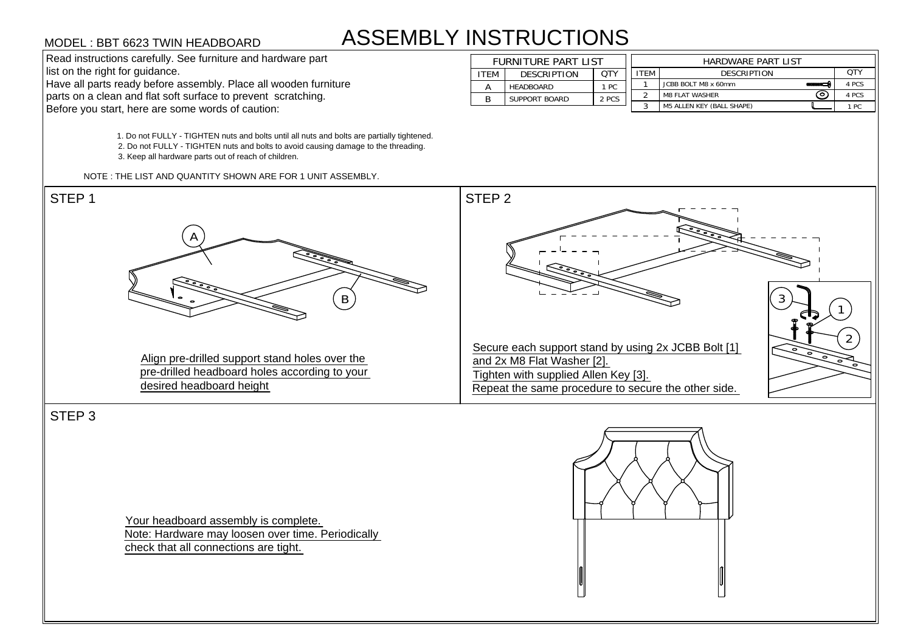MODEL : BBT 6623 TWIN HEADBOARD

# ASSEMBLY INSTRUCTIONS

Read instructions carefully. See furniture and hardware part list on the right for guidance.
Have all parts ready before assembly. Place all wooden furniture parts on a clean and flat soft surface to prevent scratching.
Before you start, here are some words of caution:

1. Do not FULLY - TIGHTEN nuts and bolts until all nuts and bolts are partially tightened.
2. Do not FULLY - TIGHTEN nuts and bolts to avoid causing damage to the threading.
3. Keep all hardware parts out of reach of children.

NOTE : THE LIST AND QUANTITY SHOWN ARE FOR 1 UNIT ASSEMBLY.

| FURNITURE PART LIST | | |
|---|---|---|
| ITEM | DESCRIPTION | QTY |
| A | HEADBOARD | 1 PC |
| B | SUPPORT BOARD | 2 PCS |

| HARDWARE PART LIST | | |
|---|---|---|
| ITEM | DESCRIPTION | QTY |
| 1 | JCBB BOLT M8 x 60mm | 4 PCS |
| 2 | M8 FLAT WASHER | 4 PCS |
| 3 | M5 ALLEN KEY (BALL SHAPE) | 1 PC |

## STEP 1

Align pre-drilled support stand holes over the pre-drilled headboard holes according to your desired headboard height

## STEP 2

Secure each support stand by using 2x JCBB Bolt [1] and 2x M8 Flat Washer [2].
Tighten with supplied Allen Key [3].
Repeat the same procedure to secure the other side.

## STEP 3

Your headboard assembly is complete.
Note: Hardware may loosen over time. Periodically check that all connections are tight.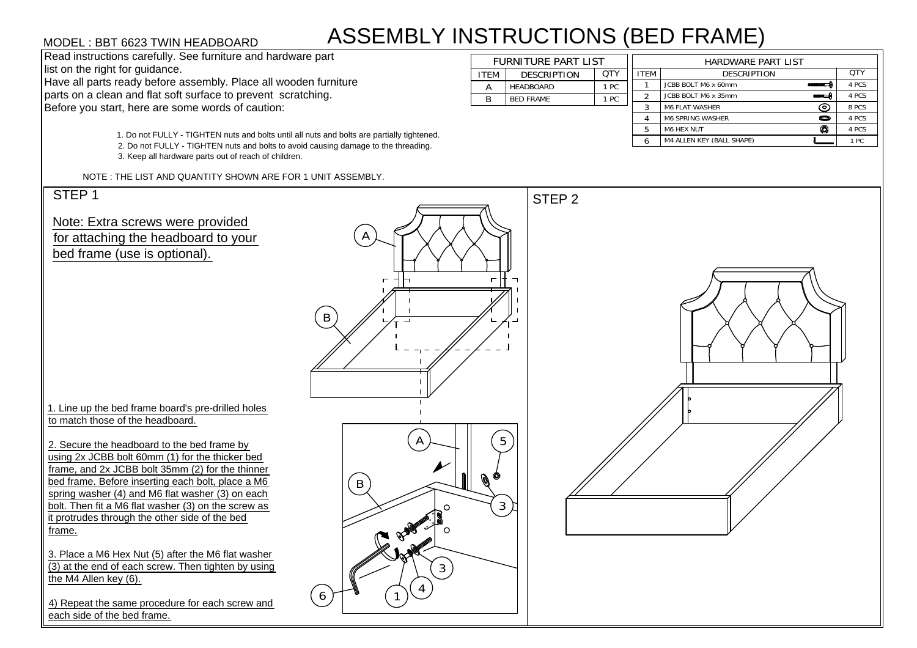MODEL : BBT 6623 TWIN HEADBOARD

# ASSEMBLY INSTRUCTIONS (BED FRAME)

Read instructions carefully. See furniture and hardware part list on the right for guidance.
Have all parts ready before assembly. Place all wooden furniture parts on a clean and flat soft surface to prevent scratching.
Before you start, here are some words of caution:

1. Do not FULLY - TIGHTEN nuts and bolts until all nuts and bolts are partially tightened.
2. Do not FULLY - TIGHTEN nuts and bolts to avoid causing damage to the threading.
3. Keep all hardware parts out of reach of children.

NOTE : THE LIST AND QUANTITY SHOWN ARE FOR 1 UNIT ASSEMBLY.

| FURNITURE PART LIST | | |
|---|---|---|
| ITEM | DESCRIPTION | QTY |
| A | HEADBOARD | 1 PC |
| B | BED FRAME | 1 PC |

| HARDWARE PART LIST | | |
|---|---|---|
| ITEM | DESCRIPTION | QTY |
| 1 | JCBB BOLT M6 x 60mm | 4 PCS |
| 2 | JCBB BOLT M6 x 35mm | 4 PCS |
| 3 | M6 FLAT WASHER | 8 PCS |
| 4 | M6 SPRING WASHER | 4 PCS |
| 5 | M6 HEX NUT | 4 PCS |
| 6 | M4 ALLEN KEY (BALL SHAPE) | 1 PC |

## STEP 1

Note: Extra screws were provided for attaching the headboard to your bed frame (use is optional).

1. Line up the bed frame board's pre-drilled holes to match those of the headboard.

2. Secure the headboard to the bed frame by using 2x JCBB bolt 60mm (1) for the thicker bed frame, and 2x JCBB bolt 35mm (2) for the thinner bed frame. Before inserting each bolt, place a M6 spring washer (4) and M6 flat washer (3) on each bolt. Then fit a M6 flat washer (3) on the screw as it protrudes through the other side of the bed frame.

3. Place a M6 Hex Nut (5) after the M6 flat washer (3) at the end of each screw. Then tighten by using the M4 Allen key (6).

4) Repeat the same procedure for each screw and each side of the bed frame.

A

B

A

5

B

3

3

4

6

1

## STEP 2